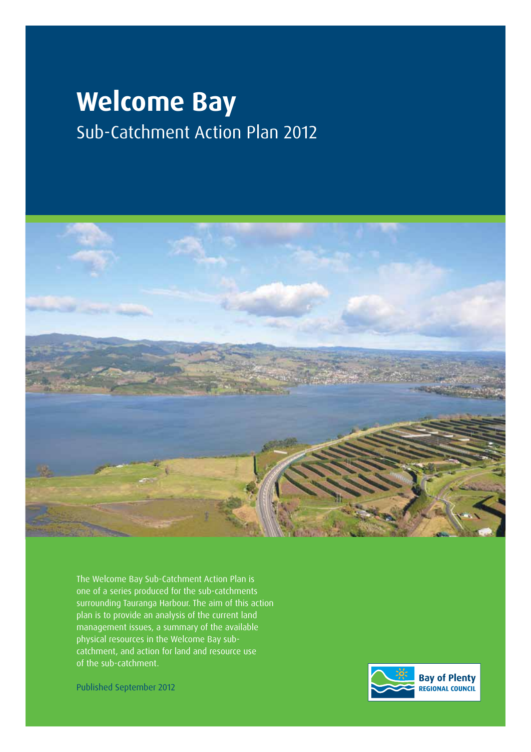# Welcome Bay

## Sub-Catchment Action Plan 2012

The Welcome Bay Sub-Catchment Action Plan is one of a series produced for the sub-catchments surrounding Tauranga Harbour. The aim of this action plan is to provide an analysis of the current land management issues, a summary of the available physical resources in the Welcome Bay sub-catchment, and action for land and resource use of the sub-catchment.

Published September 2012

Bay of Plenty
REGIONAL COUNCIL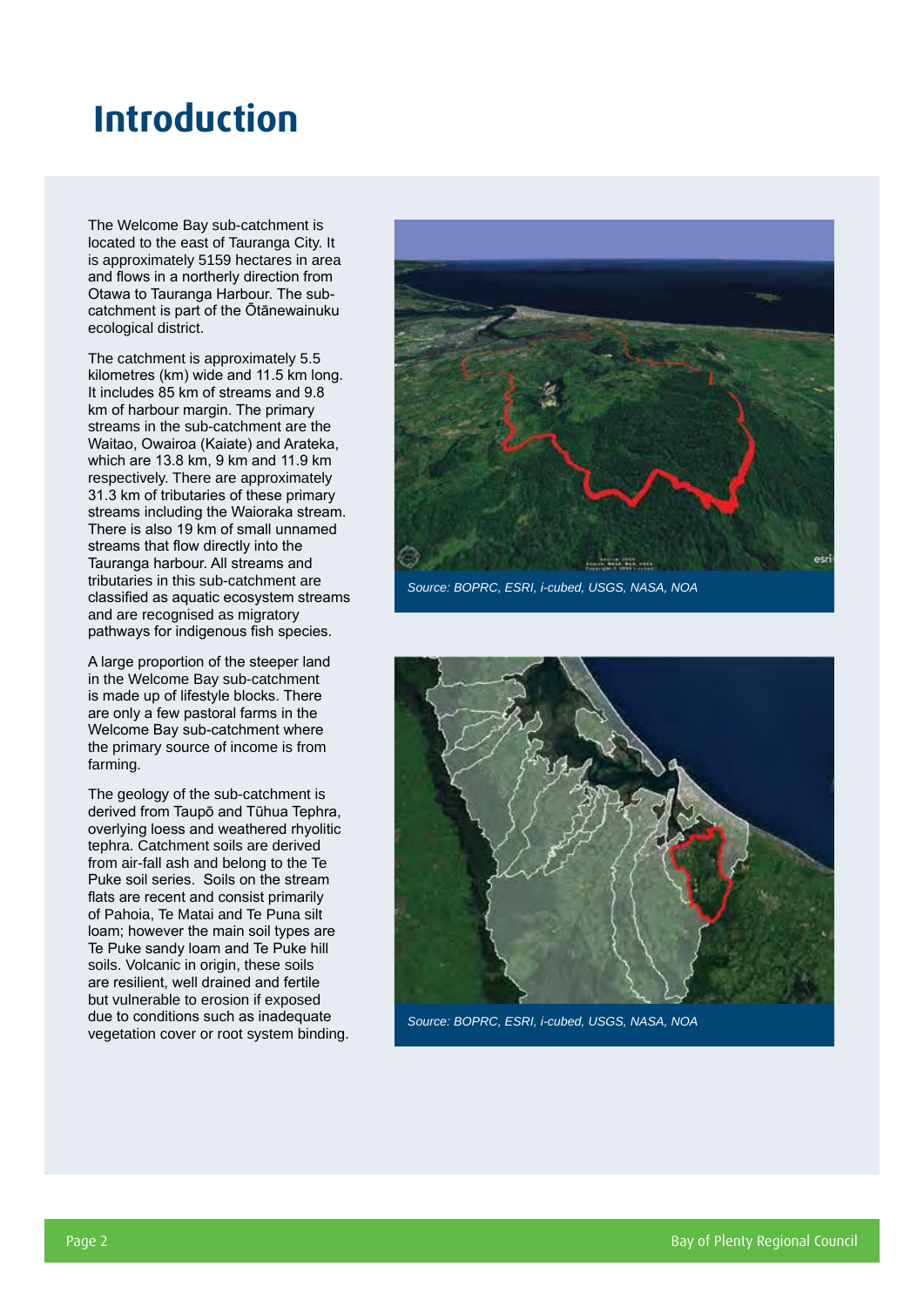# Introduction

The Welcome Bay sub-catchment is located to the east of Tauranga City. It is approximately 5159 hectares in area and flows in a northerly direction from Otawa to Tauranga Harbour. The sub-catchment is part of the Ōtānewainuku ecological district.

The catchment is approximately 5.5 kilometres (km) wide and 11.5 km long. It includes 85 km of streams and 9.8 km of harbour margin. The primary streams in the sub-catchment are the Waitao, Owairoa (Kaiate) and Arateka, which are 13.8 km, 9 km and 11.9 km respectively. There are approximately 31.3 km of tributaries of these primary streams including the Waioraka stream. There is also 19 km of small unnamed streams that flow directly into the Tauranga harbour. All streams and tributaries in this sub-catchment are classified as aquatic ecosystem streams and are recognised as migratory pathways for indigenous fish species.

A large proportion of the steeper land in the Welcome Bay sub-catchment is made up of lifestyle blocks. There are only a few pastoral farms in the Welcome Bay sub-catchment where the primary source of income is from farming.

The geology of the sub-catchment is derived from Taupō and Tūhua Tephra, overlying loess and weathered rhyolitic tephra. Catchment soils are derived from air-fall ash and belong to the Te Puke soil series. Soils on the stream flats are recent and consist primarily of Pahoia, Te Matai and Te Puna silt loam; however the main soil types are Te Puke sandy loam and Te Puke hill soils. Volcanic in origin, these soils are resilient, well drained and fertile but vulnerable to erosion if exposed due to conditions such as inadequate vegetation cover or root system binding.

*Source: BOPRC, ESRI, i-cubed, USGS, NASA, NOA*

*Source: BOPRC, ESRI, i-cubed, USGS, NASA, NOA*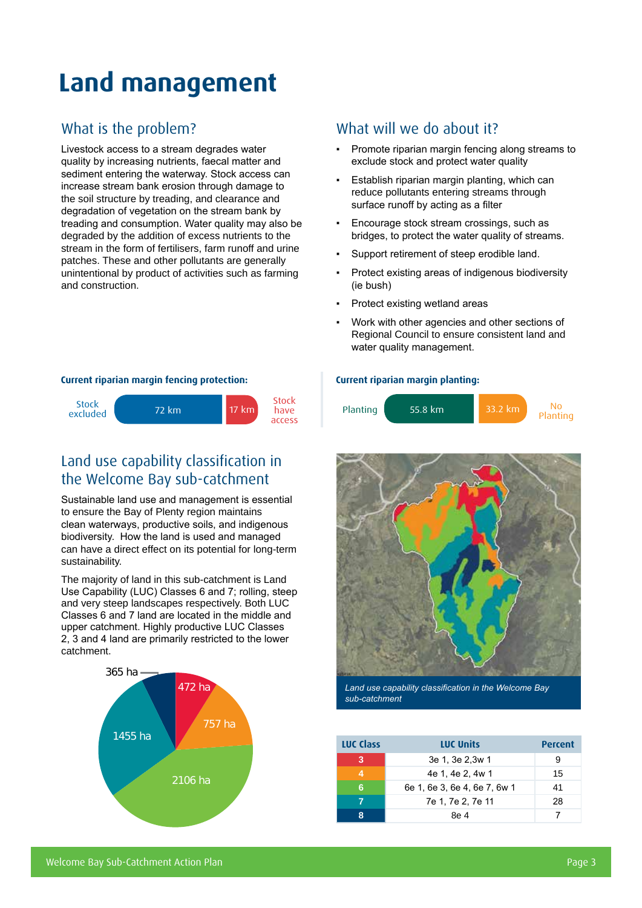# Land management

## What is the problem?

Livestock access to a stream degrades water quality by increasing nutrients, faecal matter and sediment entering the waterway. Stock access can increase stream bank erosion through damage to the soil structure by treading, and clearance and degradation of vegetation on the stream bank by treading and consumption. Water quality may also be degraded by the addition of excess nutrients to the stream in the form of fertilisers, farm runoff and urine patches. These and other pollutants are generally unintentional by product of activities such as farming and construction.

## What will we do about it?

- Promote riparian margin fencing along streams to exclude stock and protect water quality
- Establish riparian margin planting, which can reduce pollutants entering streams through surface runoff by acting as a filter
- Encourage stock stream crossings, such as bridges, to protect the water quality of streams.
- Support retirement of steep erodible land.
- Protect existing areas of indigenous biodiversity (ie bush)
- Protect existing wetland areas
- Work with other agencies and other sections of Regional Council to ensure consistent land and water quality management.

**Current riparian margin fencing protection:**

Stock excluded: 72 km | Stock have access: 17 km

**Current riparian margin planting:**

Planting: 55.8 km | No Planting: 33.2 km

## Land use capability classification in the Welcome Bay sub-catchment

Sustainable land use and management is essential to ensure the Bay of Plenty region maintains clean waterways, productive soils, and indigenous biodiversity. How the land is used and managed can have a direct effect on its potential for long-term sustainability.

The majority of land in this sub-catchment is Land Use Capability (LUC) Classes 6 and 7; rolling, steep and very steep landscapes respectively. Both LUC Classes 6 and 7 land are located in the middle and upper catchment. Highly productive LUC Classes 2, 3 and 4 land are primarily restricted to the lower catchment.

365 ha, 472 ha, 757 ha, 2106 ha, 1455 ha

*Land use capability classification in the Welcome Bay sub-catchment*

| LUC Class | LUC Units | Percent |
|---|---|---|
| 3 | 3e 1, 3e 2,3w 1 | 9 |
| 4 | 4e 1, 4e 2, 4w 1 | 15 |
| 6 | 6e 1, 6e 3, 6e 4, 6e 7, 6w 1 | 41 |
| 7 | 7e 1, 7e 2, 7e 11 | 28 |
| 8 | 8e 4 | 7 |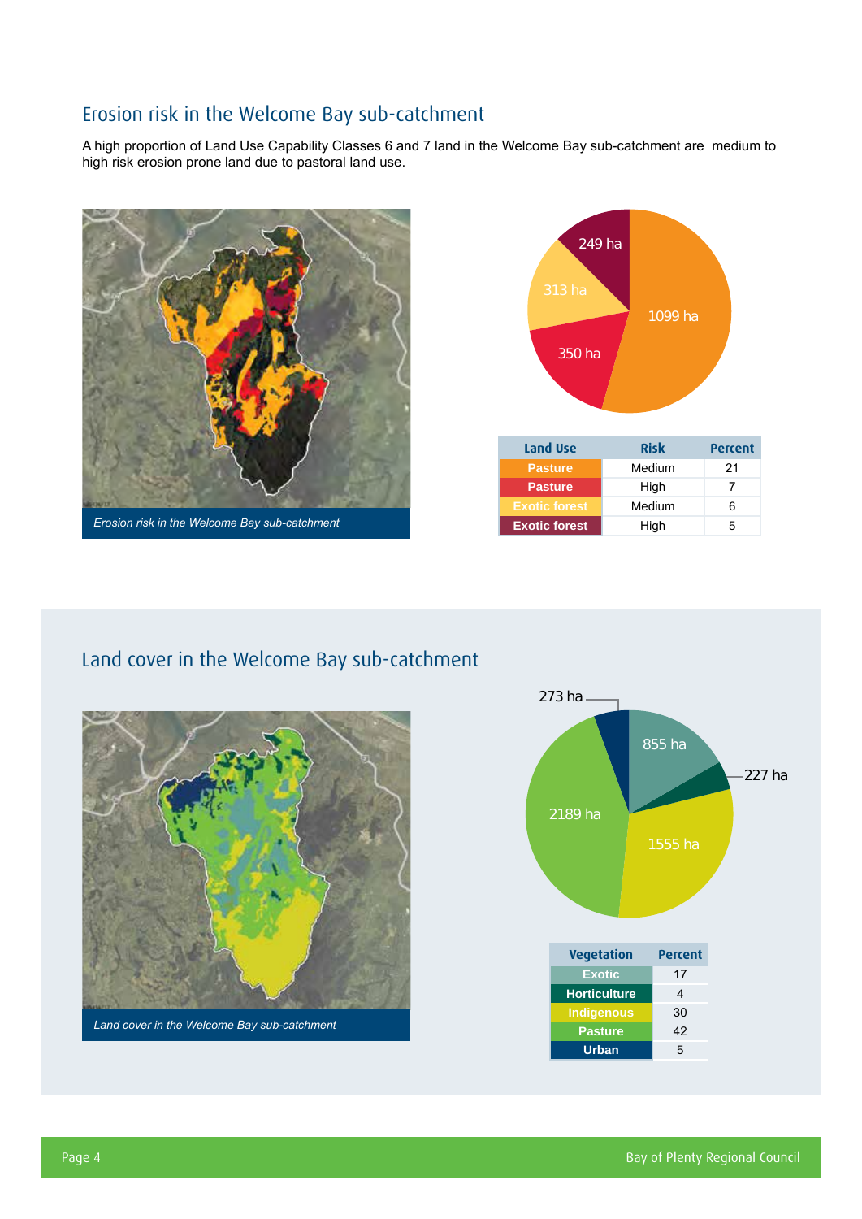## Erosion risk in the Welcome Bay sub-catchment

A high proportion of Land Use Capability Classes 6 and 7 land in the Welcome Bay sub-catchment are medium to high risk erosion prone land due to pastoral land use.

*Erosion risk in the Welcome Bay sub-catchment*

| Land Use | Risk | Percent |
|---|---|---|
| Pasture | Medium | 21 |
| Pasture | High | 7 |
| Exotic forest | Medium | 6 |
| Exotic forest | High | 5 |

## Land cover in the Welcome Bay sub-catchment

*Land cover in the Welcome Bay sub-catchment*

| Vegetation | Percent |
|---|---|
| Exotic | 17 |
| Horticulture | 4 |
| Indigenous | 30 |
| Pasture | 42 |
| Urban | 5 |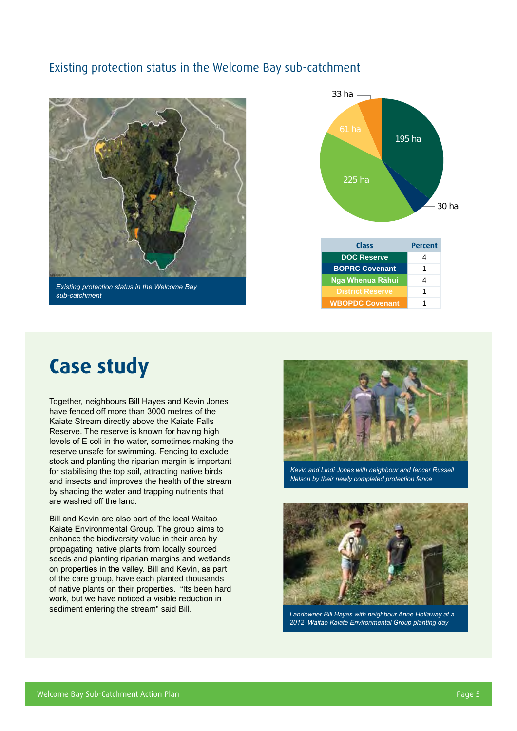## Existing protection status in the Welcome Bay sub-catchment

*Existing protection status in the Welcome Bay sub-catchment*

33 ha

61 ha

195 ha

225 ha

30 ha

| Class | Percent |
|---|---|
| DOC Reserve | 4 |
| BOPRC Covenant | 1 |
| Nga Whenua Rāhui | 4 |
| District Reserve | 1 |
| WBOPDC Covenant | 1 |

# Case study

Together, neighbours Bill Hayes and Kevin Jones have fenced off more than 3000 metres of the Kaiate Stream directly above the Kaiate Falls Reserve. The reserve is known for having high levels of E coli in the water, sometimes making the reserve unsafe for swimming. Fencing to exclude stock and planting the riparian margin is important for stabilising the top soil, attracting native birds and insects and improves the health of the stream by shading the water and trapping nutrients that are washed off the land.

Bill and Kevin are also part of the local Waitao Kaiate Environmental Group. The group aims to enhance the biodiversity value in their area by propagating native plants from locally sourced seeds and planting riparian margins and wetlands on properties in the valley. Bill and Kevin, as part of the care group, have each planted thousands of native plants on their properties. "Its been hard work, but we have noticed a visible reduction in sediment entering the stream" said Bill.

*Kevin and Lindi Jones with neighbour and fencer Russell Nelson by their newly completed protection fence*

*Landowner Bill Hayes with neighbour Anne Hallaway at a 2012 Waitao Kaiate Environmental Group planting day*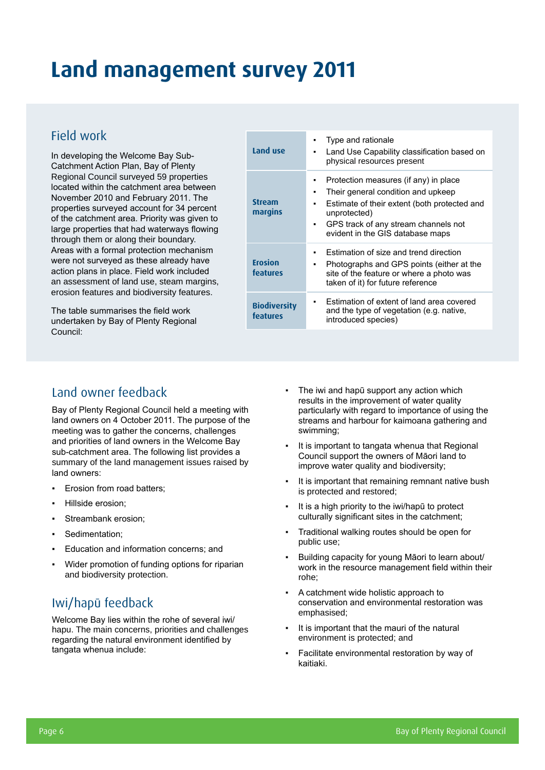# Land management survey 2011

## Field work

In developing the Welcome Bay Sub-Catchment Action Plan, Bay of Plenty Regional Council surveyed 59 properties located within the catchment area between November 2010 and February 2011. The properties surveyed account for 34 percent of the catchment area. Priority was given to large properties that had waterways flowing through them or along their boundary. Areas with a formal protection mechanism were not surveyed as these already have action plans in place. Field work included an assessment of land use, steam margins, erosion features and biodiversity features.

The table summarises the field work undertaken by Bay of Plenty Regional Council:

| | |
|---|---|
| **Land use** | ▪ Type and rationale<br>▪ Land Use Capability classification based on physical resources present |
| **Stream margins** | ▪ Protection measures (if any) in place<br>▪ Their general condition and upkeep<br>▪ Estimate of their extent (both protected and unprotected)<br>▪ GPS track of any stream channels not evident in the GIS database maps |
| **Erosion features** | ▪ Estimation of size and trend direction<br>▪ Photographs and GPS points (either at the site of the feature or where a photo was taken of it) for future reference |
| **Biodiversity features** | ▪ Estimation of extent of land area covered and the type of vegetation (e.g. native, introduced species) |

## Land owner feedback

Bay of Plenty Regional Council held a meeting with land owners on 4 October 2011. The purpose of the meeting was to gather the concerns, challenges and priorities of land owners in the Welcome Bay sub-catchment area. The following list provides a summary of the land management issues raised by land owners:

- Erosion from road batters;
- Hillside erosion;
- Streambank erosion;
- Sedimentation;
- Education and information concerns; and
- Wider promotion of funding options for riparian and biodiversity protection.

## Iwi/hapū feedback

Welcome Bay lies within the rohe of several iwi/hapu. The main concerns, priorities and challenges regarding the natural environment identified by tangata whenua include:

- The iwi and hapū support any action which results in the improvement of water quality particularly with regard to importance of using the streams and harbour for kaimoana gathering and swimming;
- It is important to tangata whenua that Regional Council support the owners of Māori land to improve water quality and biodiversity;
- It is important that remaining remnant native bush is protected and restored;
- It is a high priority to the iwi/hapū to protect culturally significant sites in the catchment;
- Traditional walking routes should be open for public use;
- Building capacity for young Māori to learn about/work in the resource management field within their rohe;
- A catchment wide holistic approach to conservation and environmental restoration was emphasised;
- It is important that the mauri of the natural environment is protected; and
- Facilitate environmental restoration by way of kaitiaki.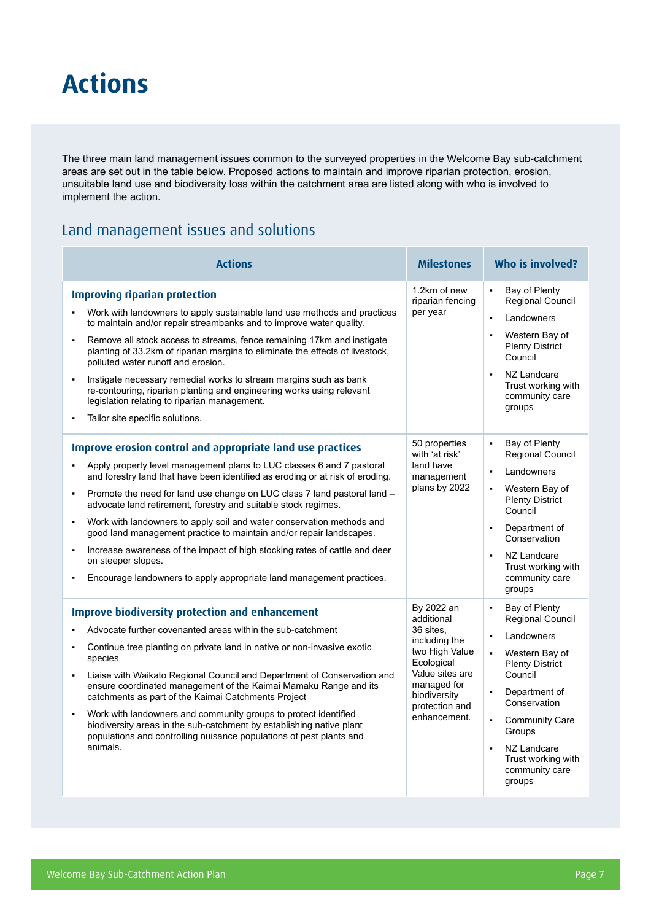# Actions

The three main land management issues common to the surveyed properties in the Welcome Bay sub-catchment areas are set out in the table below. Proposed actions to maintain and improve riparian protection, erosion, unsuitable land use and biodiversity loss within the catchment area are listed along with who is involved to implement the action.

## Land management issues and solutions

| Actions | Milestones | Who is involved? |
|---|---|---|
| **Improving riparian protection**<br>▪ Work with landowners to apply sustainable land use methods and practices to maintain and/or repair streambanks and to improve water quality.<br>▪ Remove all stock access to streams, fence remaining 17km and instigate planting of 33.2km of riparian margins to eliminate the effects of livestock, polluted water runoff and erosion.<br>▪ Instigate necessary remedial works to stream margins such as bank re-contouring, riparian planting and engineering works using relevant legislation relating to riparian management.<br>▪ Tailor site specific solutions. | 1.2km of new riparian fencing per year | ▪ Bay of Plenty Regional Council<br>▪ Landowners<br>▪ Western Bay of Plenty District Council<br>▪ NZ Landcare Trust working with community care groups |
| **Improve erosion control and appropriate land use practices**<br>▪ Apply property level management plans to LUC classes 6 and 7 pastoral and forestry land that have been identified as eroding or at risk of eroding.<br>▪ Promote the need for land use change on LUC class 7 land pastoral land – advocate land retirement, forestry and suitable stock regimes.<br>▪ Work with landowners to apply soil and water conservation methods and good land management practice to maintain and/or repair landscapes.<br>▪ Increase awareness of the impact of high stocking rates of cattle and deer on steeper slopes.<br>▪ Encourage landowners to apply appropriate land management practices. | 50 properties with 'at risk' land have management plans by 2022 | ▪ Bay of Plenty Regional Council<br>▪ Landowners<br>▪ Western Bay of Plenty District Council<br>▪ Department of Conservation<br>▪ NZ Landcare Trust working with community care groups |
| **Improve biodiversity protection and enhancement**<br>▪ Advocate further covenanted areas within the sub-catchment<br>▪ Continue tree planting on private land in native or non-invasive exotic species<br>▪ Liaise with Waikato Regional Council and Department of Conservation and ensure coordinated management of the Kaimai Mamaku Range and its catchments as part of the Kaimai Catchments Project<br>▪ Work with landowners and community groups to protect identified biodiversity areas in the sub-catchment by establishing native plant populations and controlling nuisance populations of pest plants and animals. | By 2022 an additional 36 sites, including the two High Value Ecological Value sites are managed for biodiversity protection and enhancement. | ▪ Bay of Plenty Regional Council<br>▪ Landowners<br>▪ Western Bay of Plenty District Council<br>▪ Department of Conservation<br>▪ Community Care Groups<br>▪ NZ Landcare Trust working with community care groups |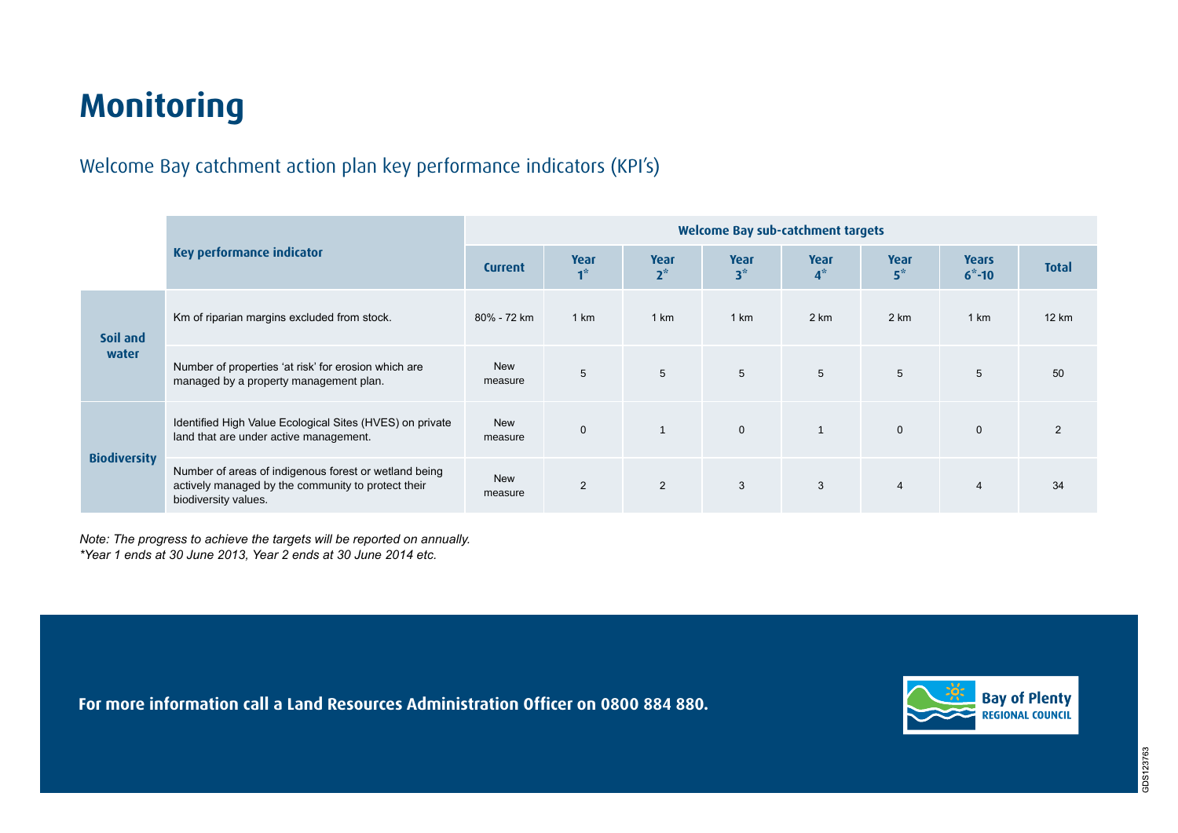# Monitoring

Welcome Bay catchment action plan key performance indicators (KPI's)

| | Key performance indicator | Welcome Bay sub-catchment targets | | | | | | | |
|---|---|---|---|---|---|---|---|---|---|
| | | Current | Year 1* | Year 2* | Year 3* | Year 4* | Year 5* | Years 6*-10 | Total |
| Soil and water | Km of riparian margins excluded from stock. | 80% - 72 km | 1 km | 1 km | 1 km | 2 km | 2 km | 1 km | 12 km |
| | Number of properties 'at risk' for erosion which are managed by a property management plan. | New measure | 5 | 5 | 5 | 5 | 5 | 5 | 50 |
| Biodiversity | Identified High Value Ecological Sites (HVES) on private land that are under active management. | New measure | 0 | 1 | 0 | 1 | 0 | 0 | 2 |
| | Number of areas of indigenous forest or wetland being actively managed by the community to protect their biodiversity values. | New measure | 2 | 2 | 3 | 3 | 4 | 4 | 34 |

*Note: The progress to achieve the targets will be reported on annually.*
*\*Year 1 ends at 30 June 2013, Year 2 ends at 30 June 2014 etc.*

**For more information call a Land Resources Administration Officer on 0800 884 880.**

Bay of Plenty
REGIONAL COUNCIL

GDS123763